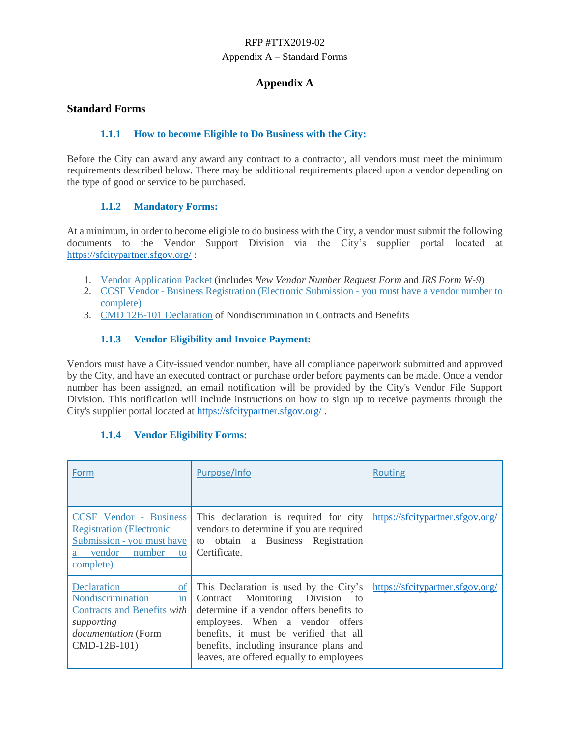# Appendix A

## Standard Forms

### 1.1.1 How to become Eligible to Do Business with the City:

Before the City can award any award any contract to a contractor, all vendors must meet the minimum requirements described below. There may be additional requirements placed upon a vendor depending on the type of good or service to be purchased.

### 1.1.2 Mandatory Forms:

At a minimum, in order to become eligible to do business with the City, a vendor must submit the following documents to the Vendor Support Division via the City's supplier portal located at https://sfcitypartner.sfgov.org/ :

1. Vendor Application Packet (includes *New Vendor Number Request Form* and *IRS Form W-9*)
2. CCSF Vendor - Business Registration (Electronic Submission - you must have a vendor number to complete)
3. CMD 12B-101 Declaration of Nondiscrimination in Contracts and Benefits

### 1.1.3 Vendor Eligibility and Invoice Payment:

Vendors must have a City-issued vendor number, have all compliance paperwork submitted and approved by the City, and have an executed contract or purchase order before payments can be made. Once a vendor number has been assigned, an email notification will be provided by the City's Vendor File Support Division. This notification will include instructions on how to sign up to receive payments through the City's supplier portal located at https://sfcitypartner.sfgov.org/ .

### 1.1.4 Vendor Eligibility Forms:

| Form | Purpose/Info | Routing |
|---|---|---|
| CCSF Vendor - Business Registration (Electronic Submission - you must have a vendor number to complete) | This declaration is required for city vendors to determine if you are required to obtain a Business Registration Certificate. | https://sfcitypartner.sfgov.org/ |
| Declaration of Nondiscrimination in Contracts and Benefits *with supporting documentation* (Form CMD-12B-101) | This Declaration is used by the City's Contract Monitoring Division to determine if a vendor offers benefits to employees. When a vendor offers benefits, it must be verified that all benefits, including insurance plans and leaves, are offered equally to employees | https://sfcitypartner.sfgov.org/ |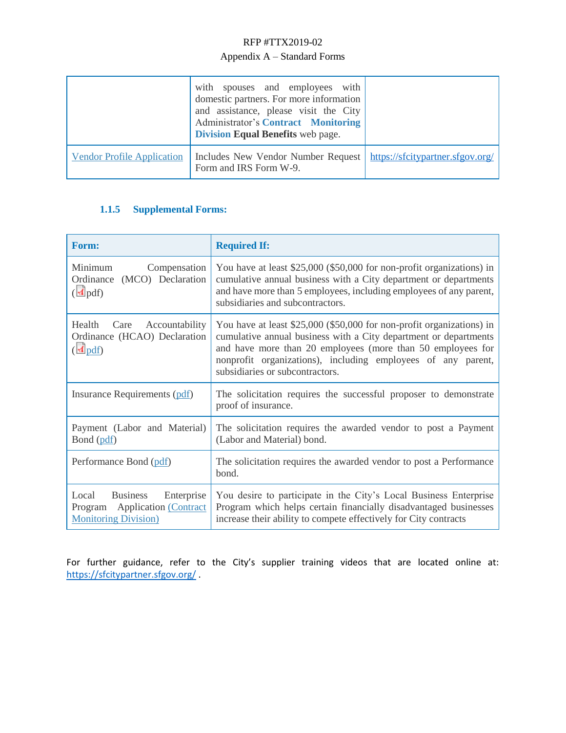| | | |
|---|---|---|
| | with spouses and employees with domestic partners. For more information and assistance, please visit the City Administrator's **Contract Monitoring Division Equal Benefits** web page. | |
| Vendor Profile Application | Includes New Vendor Number Request Form and IRS Form W-9. | https://sfcitypartner.sfgov.org/ |

### 1.1.5 Supplemental Forms:

| Form: | Required If: |
|---|---|
| Minimum Compensation Ordinance (MCO) Declaration (pdf) | You have at least $25,000 ($50,000 for non-profit organizations) in cumulative annual business with a City department or departments and have more than 5 employees, including employees of any parent, subsidiaries and subcontractors. |
| Health Care Accountability Ordinance (HCAO) Declaration (pdf) | You have at least $25,000 ($50,000 for non-profit organizations) in cumulative annual business with a City department or departments and have more than 20 employees (more than 50 employees for nonprofit organizations), including employees of any parent, subsidiaries or subcontractors. |
| Insurance Requirements (pdf) | The solicitation requires the successful proposer to demonstrate proof of insurance. |
| Payment (Labor and Material) Bond (pdf) | The solicitation requires the awarded vendor to post a Payment (Labor and Material) bond. |
| Performance Bond (pdf) | The solicitation requires the awarded vendor to post a Performance bond. |
| Local Business Enterprise Program Application (Contract Monitoring Division) | You desire to participate in the City's Local Business Enterprise Program which helps certain financially disadvantaged businesses increase their ability to compete effectively for City contracts |

For further guidance, refer to the City's supplier training videos that are located online at: https://sfcitypartner.sfgov.org/ .